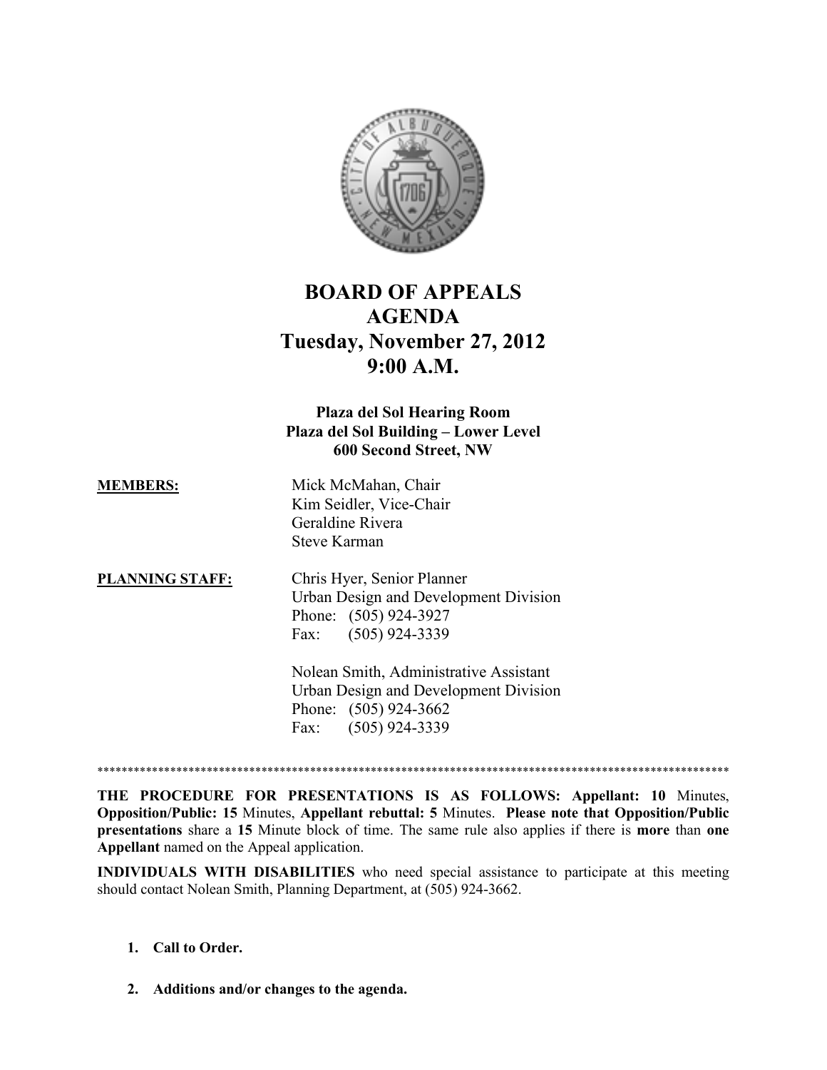# BOARD OF APPEALS
# AGENDA
# Tuesday, November 27, 2012
# 9:00 A.M.

**Plaza del Sol Hearing Room**
**Plaza del Sol Building – Lower Level**
**600 Second Street, NW**

**MEMBERS:**

Mick McMahan, Chair
Kim Seidler, Vice-Chair
Geraldine Rivera
Steve Karman

**PLANNING STAFF:**

Chris Hyer, Senior Planner
Urban Design and Development Division
Phone: (505) 924-3927
Fax: (505) 924-3339

Nolean Smith, Administrative Assistant
Urban Design and Development Division
Phone: (505) 924-3662
Fax: (505) 924-3339

*****************************************************************************************************

**THE PROCEDURE FOR PRESENTATIONS IS AS FOLLOWS: Appellant: 10** Minutes, **Opposition/Public: 15** Minutes, **Appellant rebuttal: 5** Minutes. **Please note that Opposition/Public presentations** share a **15** Minute block of time. The same rule also applies if there is **more** than **one Appellant** named on the Appeal application.

**INDIVIDUALS WITH DISABILITIES** who need special assistance to participate at this meeting should contact Nolean Smith, Planning Department, at (505) 924-3662.

1. **Call to Order.**

2. **Additions and/or changes to the agenda.**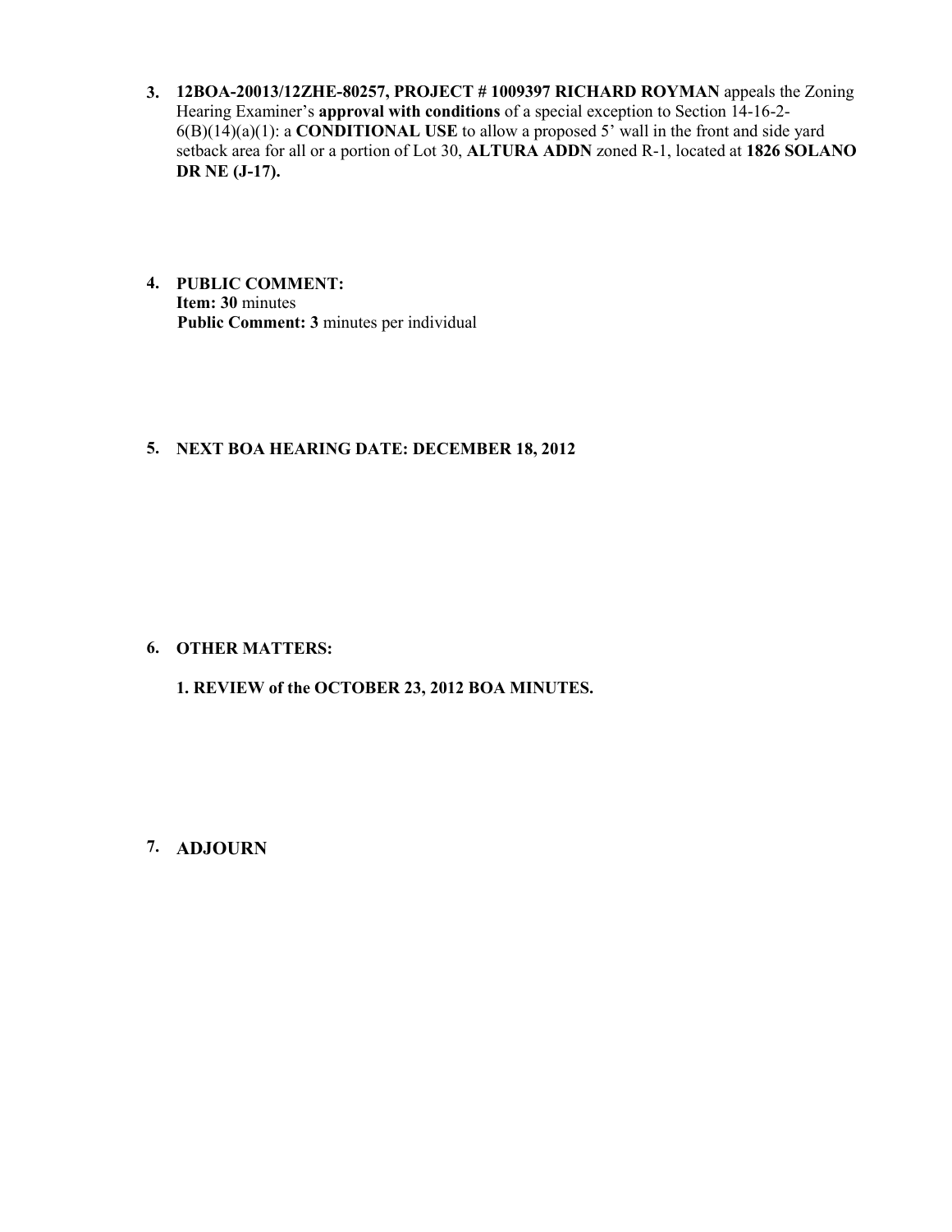3. **12BOA-20013/12ZHE-80257, PROJECT # 1009397 RICHARD ROYMAN** appeals the Zoning Hearing Examiner's **approval with conditions** of a special exception to Section 14-16-2-6(B)(14)(a)(1): a **CONDITIONAL USE** to allow a proposed 5' wall in the front and side yard setback area for all or a portion of Lot 30, **ALTURA ADDN** zoned R-1, located at **1826 SOLANO DR NE (J-17).**

4. **PUBLIC COMMENT:**
   **Item: 30** minutes
   **Public Comment: 3** minutes per individual

5. **NEXT BOA HEARING DATE: DECEMBER 18, 2012**

6. **OTHER MATTERS:**

   **1. REVIEW of the OCTOBER 23, 2012 BOA MINUTES.**

7. **ADJOURN**